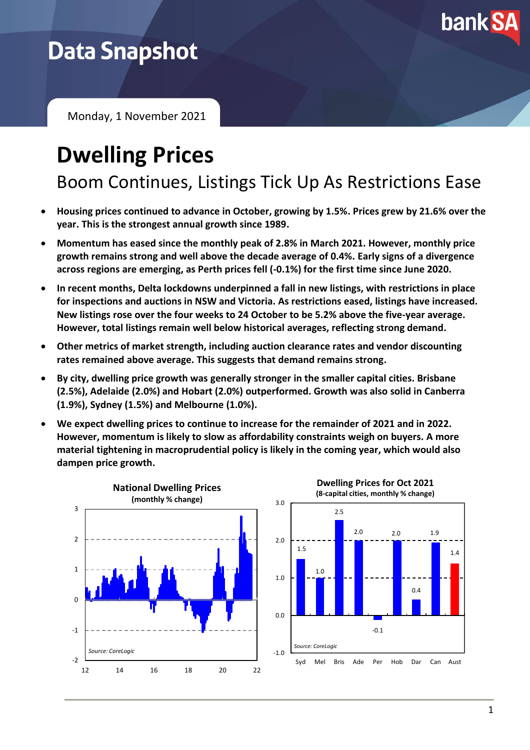# Data Snapshot

Monday, 1 November 2021

# Dwelling Prices

## Boom Continues, Listings Tick Up As Restrictions Ease

- **Housing prices continued to advance in October, growing by 1.5%. Prices grew by 21.6% over the year. This is the strongest annual growth since 1989.**
- **Momentum has eased since the monthly peak of 2.8% in March 2021. However, monthly price growth remains strong and well above the decade average of 0.4%. Early signs of a divergence across regions are emerging, as Perth prices fell (-0.1%) for the first time since June 2020.**
- **In recent months, Delta lockdowns underpinned a fall in new listings, with restrictions in place for inspections and auctions in NSW and Victoria. As restrictions eased, listings have increased. New listings rose over the four weeks to 24 October to be 5.2% above the five-year average. However, total listings remain well below historical averages, reflecting strong demand.**
- **Other metrics of market strength, including auction clearance rates and vendor discounting rates remained above average. This suggests that demand remains strong.**
- **By city, dwelling price growth was generally stronger in the smaller capital cities. Brisbane (2.5%), Adelaide (2.0%) and Hobart (2.0%) outperformed. Growth was also solid in Canberra (1.9%), Sydney (1.5%) and Melbourne (1.0%).**
- **We expect dwelling prices to continue to increase for the remainder of 2021 and in 2022. However, momentum is likely to slow as affordability constraints weigh on buyers. A more material tightening in macroprudential policy is likely in the coming year, which would also dampen price growth.**

**National Dwelling Prices**
**(monthly % change)**

*Source: CoreLogic*

**Dwelling Prices for Oct 2021**
**(8-capital cities, monthly % change)**

| Syd | Mel | Bris | Ade | Per | Hob | Dar | Can | Aust |
|---|---|---|---|---|---|---|---|---|
| 1.5 | 1.0 | 2.5 | 2.0 | -0.1 | 2.0 | 0.4 | 1.9 | 1.4 |

*Source: CoreLogic*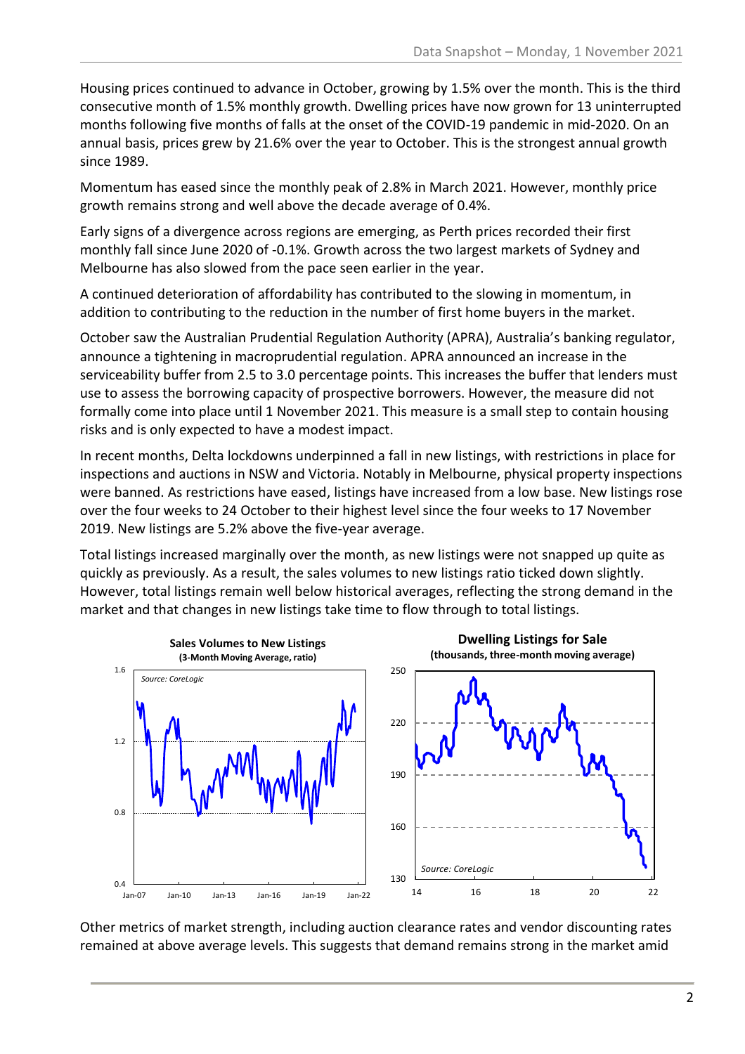Housing prices continued to advance in October, growing by 1.5% over the month. This is the third consecutive month of 1.5% monthly growth. Dwelling prices have now grown for 13 uninterrupted months following five months of falls at the onset of the COVID-19 pandemic in mid-2020. On an annual basis, prices grew by 21.6% over the year to October. This is the strongest annual growth since 1989.

Momentum has eased since the monthly peak of 2.8% in March 2021. However, monthly price growth remains strong and well above the decade average of 0.4%.

Early signs of a divergence across regions are emerging, as Perth prices recorded their first monthly fall since June 2020 of -0.1%. Growth across the two largest markets of Sydney and Melbourne has also slowed from the pace seen earlier in the year.

A continued deterioration of affordability has contributed to the slowing in momentum, in addition to contributing to the reduction in the number of first home buyers in the market.

October saw the Australian Prudential Regulation Authority (APRA), Australia's banking regulator, announce a tightening in macroprudential regulation. APRA announced an increase in the serviceability buffer from 2.5 to 3.0 percentage points. This increases the buffer that lenders must use to assess the borrowing capacity of prospective borrowers. However, the measure did not formally come into place until 1 November 2021. This measure is a small step to contain housing risks and is only expected to have a modest impact.

In recent months, Delta lockdowns underpinned a fall in new listings, with restrictions in place for inspections and auctions in NSW and Victoria. Notably in Melbourne, physical property inspections were banned. As restrictions have eased, listings have increased from a low base. New listings rose over the four weeks to 24 October to their highest level since the four weeks to 17 November 2019. New listings are 5.2% above the five-year average.

Total listings increased marginally over the month, as new listings were not snapped up quite as quickly as previously. As a result, the sales volumes to new listings ratio ticked down slightly. However, total listings remain well below historical averages, reflecting the strong demand in the market and that changes in new listings take time to flow through to total listings.

**Sales Volumes to New Listings**
**(3-Month Moving Average, ratio)**

*Source: CoreLogic*

**Dwelling Listings for Sale**
**(thousands, three-month moving average)**

*Source: CoreLogic*

Other metrics of market strength, including auction clearance rates and vendor discounting rates remained at above average levels. This suggests that demand remains strong in the market amid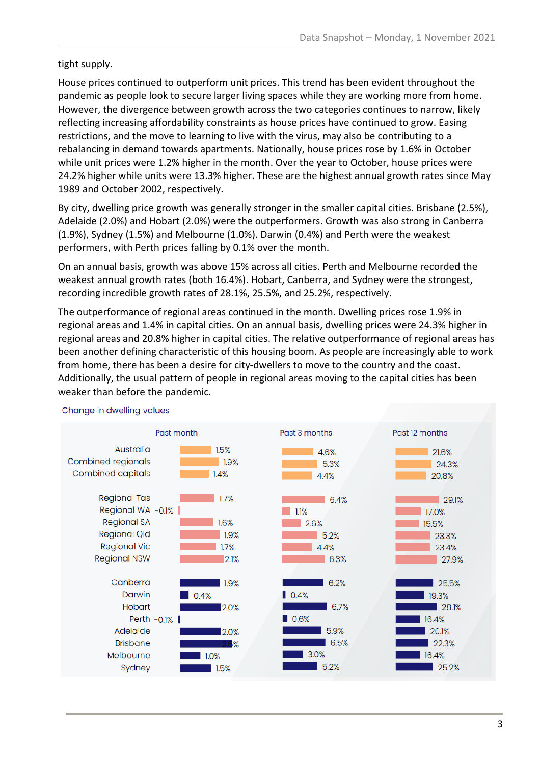tight supply.

House prices continued to outperform unit prices. This trend has been evident throughout the pandemic as people look to secure larger living spaces while they are working more from home. However, the divergence between growth across the two categories continues to narrow, likely reflecting increasing affordability constraints as house prices have continued to grow. Easing restrictions, and the move to learning to live with the virus, may also be contributing to a rebalancing in demand towards apartments. Nationally, house prices rose by 1.6% in October while unit prices were 1.2% higher in the month. Over the year to October, house prices were 24.2% higher while units were 13.3% higher. These are the highest annual growth rates since May 1989 and October 2002, respectively.

By city, dwelling price growth was generally stronger in the smaller capital cities. Brisbane (2.5%), Adelaide (2.0%) and Hobart (2.0%) were the outperformers. Growth was also strong in Canberra (1.9%), Sydney (1.5%) and Melbourne (1.0%). Darwin (0.4%) and Perth were the weakest performers, with Perth prices falling by 0.1% over the month.

On an annual basis, growth was above 15% across all cities. Perth and Melbourne recorded the weakest annual growth rates (both 16.4%). Hobart, Canberra, and Sydney were the strongest, recording incredible growth rates of 28.1%, 25.5%, and 25.2%, respectively.

The outperformance of regional areas continued in the month. Dwelling prices rose 1.9% in regional areas and 1.4% in capital cities. On an annual basis, dwelling prices were 24.3% higher in regional areas and 20.8% higher in capital cities. The relative outperformance of regional areas has been another defining characteristic of this housing boom. As people are increasingly able to work from home, there has been a desire for city-dwellers to move to the country and the coast. Additionally, the usual pattern of people in regional areas moving to the capital cities has been weaker than before the pandemic.

Change in dwelling values

| | Past month | Past 3 months | Past 12 months |
|---|---|---|---|
| Australia | 1.5% | 4.6% | 21.6% |
| Combined regionals | 1.9% | 5.3% | 24.3% |
| Combined capitals | 1.4% | 4.4% | 20.8% |
| Regional Tas | 1.7% | 6.4% | 29.1% |
| Regional WA | -0.1% | 1.1% | 17.0% |
| Regional SA | 1.6% | 2.6% | 15.5% |
| Regional Qld | 1.9% | 5.2% | 23.3% |
| Regional Vic | 1.7% | 4.4% | 23.4% |
| Regional NSW | 2.1% | 6.3% | 27.9% |
| Canberra | 1.9% | 6.2% | 25.5% |
| Darwin | 0.4% | 0.4% | 19.3% |
| Hobart | 2.0% | 6.7% | 28.1% |
| Perth | -0.1% | 0.6% | 16.4% |
| Adelaide | 2.0% | 5.9% | 20.1% |
| Brisbane | 2.5% | 6.5% | 22.3% |
| Melbourne | 1.0% | 3.0% | 16.4% |
| Sydney | 1.5% | 5.2% | 25.2% |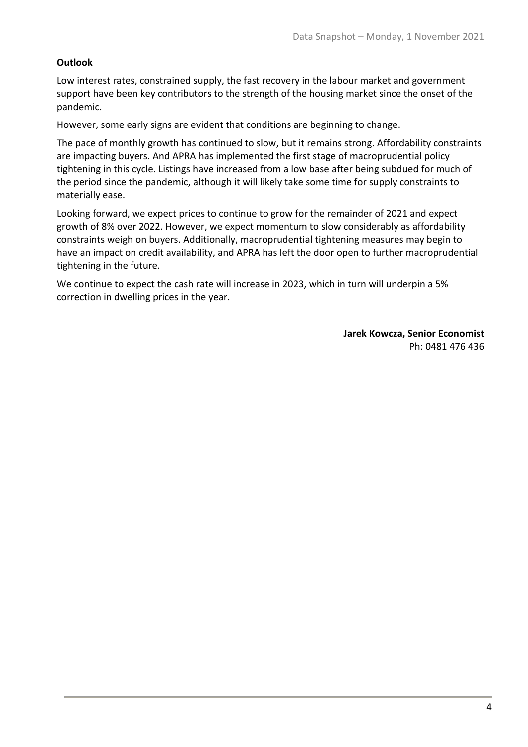**Outlook**

Low interest rates, constrained supply, the fast recovery in the labour market and government support have been key contributors to the strength of the housing market since the onset of the pandemic.

However, some early signs are evident that conditions are beginning to change.

The pace of monthly growth has continued to slow, but it remains strong. Affordability constraints are impacting buyers. And APRA has implemented the first stage of macroprudential policy tightening in this cycle. Listings have increased from a low base after being subdued for much of the period since the pandemic, although it will likely take some time for supply constraints to materially ease.

Looking forward, we expect prices to continue to grow for the remainder of 2021 and expect growth of 8% over 2022. However, we expect momentum to slow considerably as affordability constraints weigh on buyers. Additionally, macroprudential tightening measures may begin to have an impact on credit availability, and APRA has left the door open to further macroprudential tightening in the future.

We continue to expect the cash rate will increase in 2023, which in turn will underpin a 5% correction in dwelling prices in the year.

**Jarek Kowcza, Senior Economist**
Ph: 0481 476 436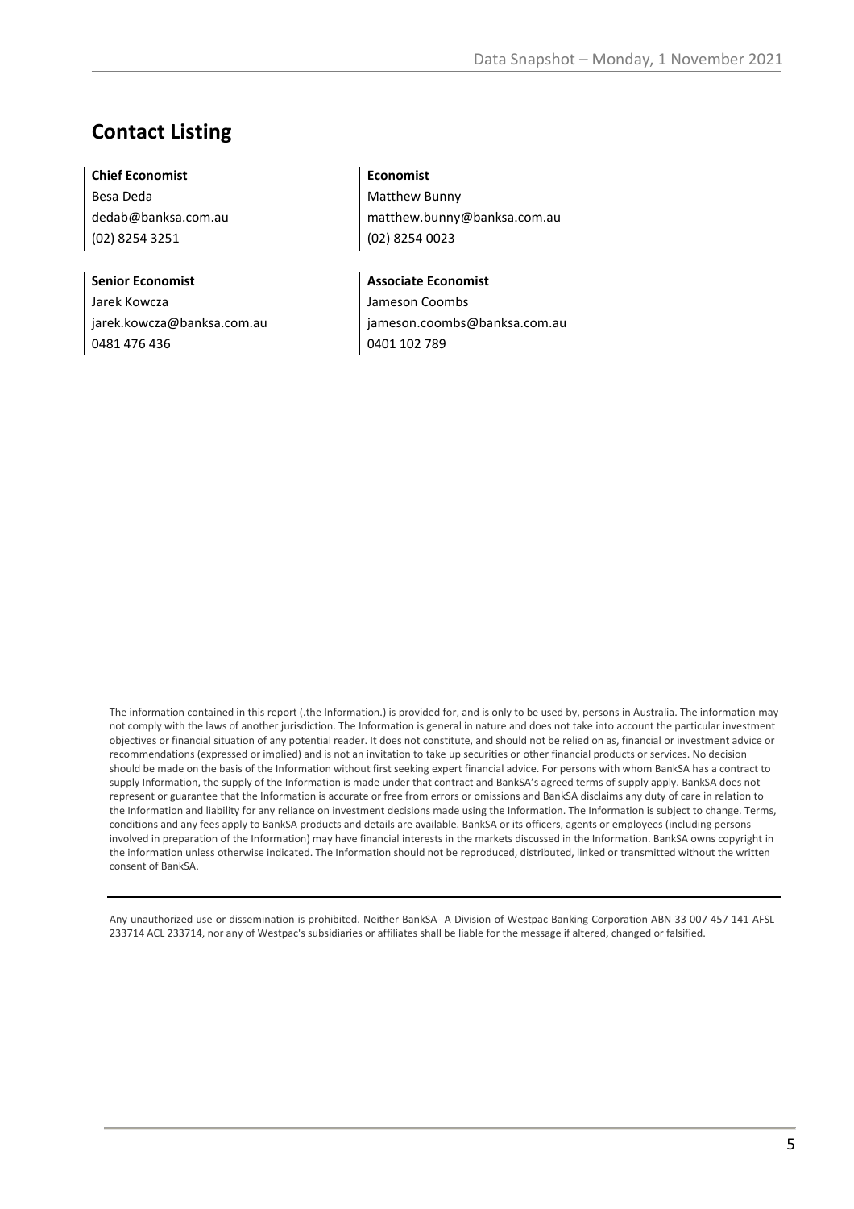## Contact Listing

**Chief Economist**
Besa Deda
dedab@banksa.com.au
(02) 8254 3251

**Senior Economist**
Jarek Kowcza
jarek.kowcza@banksa.com.au
0481 476 436

**Economist**
Matthew Bunny
matthew.bunny@banksa.com.au
(02) 8254 0023

**Associate Economist**
Jameson Coombs
jameson.coombs@banksa.com.au
0401 102 789

The information contained in this report (.the Information.) is provided for, and is only to be used by, persons in Australia. The information may not comply with the laws of another jurisdiction. The Information is general in nature and does not take into account the particular investment objectives or financial situation of any potential reader. It does not constitute, and should not be relied on as, financial or investment advice or recommendations (expressed or implied) and is not an invitation to take up securities or other financial products or services. No decision should be made on the basis of the Information without first seeking expert financial advice. For persons with whom BankSA has a contract to supply Information, the supply of the Information is made under that contract and BankSA's agreed terms of supply apply. BankSA does not represent or guarantee that the Information is accurate or free from errors or omissions and BankSA disclaims any duty of care in relation to the Information and liability for any reliance on investment decisions made using the Information. The Information is subject to change. Terms, conditions and any fees apply to BankSA products and details are available. BankSA or its officers, agents or employees (including persons involved in preparation of the Information) may have financial interests in the markets discussed in the Information. BankSA owns copyright in the information unless otherwise indicated. The Information should not be reproduced, distributed, linked or transmitted without the written consent of BankSA.

Any unauthorized use or dissemination is prohibited. Neither BankSA- A Division of Westpac Banking Corporation ABN 33 007 457 141 AFSL 233714 ACL 233714, nor any of Westpac's subsidiaries or affiliates shall be liable for the message if altered, changed or falsified.